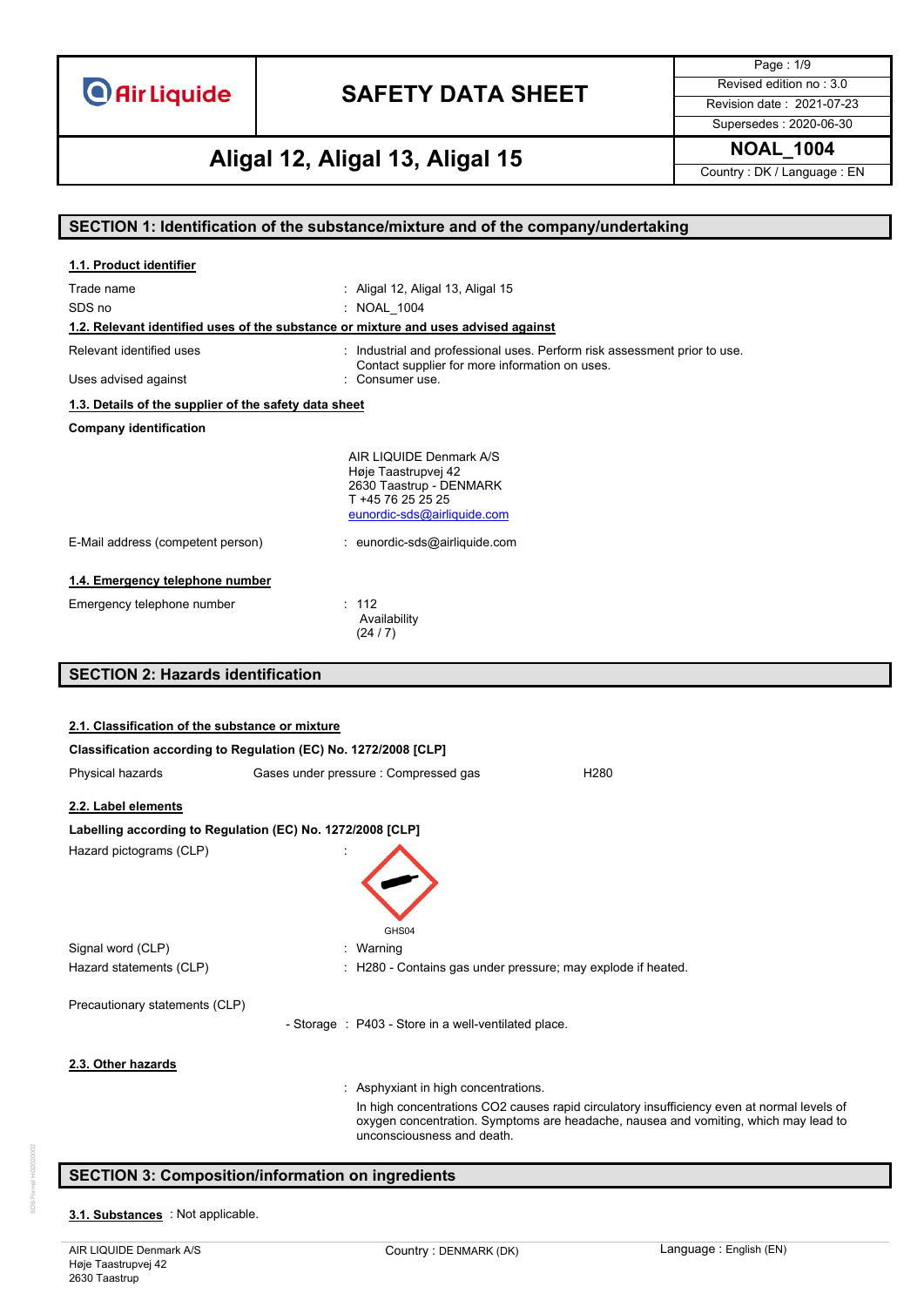# SAFETY DATA SHEET

**Aligal 12, Aligal 13, Aligal 15**

| | |
|---|---|
| Revised edition no : 3.0 | |
| Revision date : 2021-07-23 | |
| Supersedes : 2020-06-30 | |
| **NOAL_1004** | |
| Country : DK / Language : EN | |

## SECTION 1: Identification of the substance/mixture and of the company/undertaking

### 1.1. Product identifier

Trade name : Aligal 12, Aligal 13, Aligal 15

SDS no : NOAL_1004

### 1.2. Relevant identified uses of the substance or mixture and uses advised against

Relevant identified uses : Industrial and professional uses. Perform risk assessment prior to use. Contact supplier for more information on uses.

Uses advised against : Consumer use.

### 1.3. Details of the supplier of the safety data sheet

**Company identification**

AIR LIQUIDE Denmark A/S
Høje Taastrupvej 42
2630 Taastrup - DENMARK
T +45 76 25 25 25
eunordic-sds@airliquide.com

E-Mail address (competent person) : eunordic-sds@airliquide.com

### 1.4. Emergency telephone number

Emergency telephone number : 112
Availability
(24 / 7)

## SECTION 2: Hazards identification

### 2.1. Classification of the substance or mixture

**Classification according to Regulation (EC) No. 1272/2008 [CLP]**

Physical hazards　Gases under pressure : Compressed gas　H280

### 2.2. Label elements

**Labelling according to Regulation (EC) No. 1272/2008 [CLP]**

Hazard pictograms (CLP) :

GHS04

Signal word (CLP) : Warning

Hazard statements (CLP) : H280 - Contains gas under pressure; may explode if heated.

Precautionary statements (CLP)

- Storage : P403 - Store in a well-ventilated place.

### 2.3. Other hazards

: Asphyxiant in high concentrations.

In high concentrations $CO_2$ causes rapid circulatory insufficiency even at normal levels of oxygen concentration. Symptoms are headache, nausea and vomiting, which may lead to unconsciousness and death.

## SECTION 3: Composition/information on ingredients

### 3.1. Substances

: Not applicable.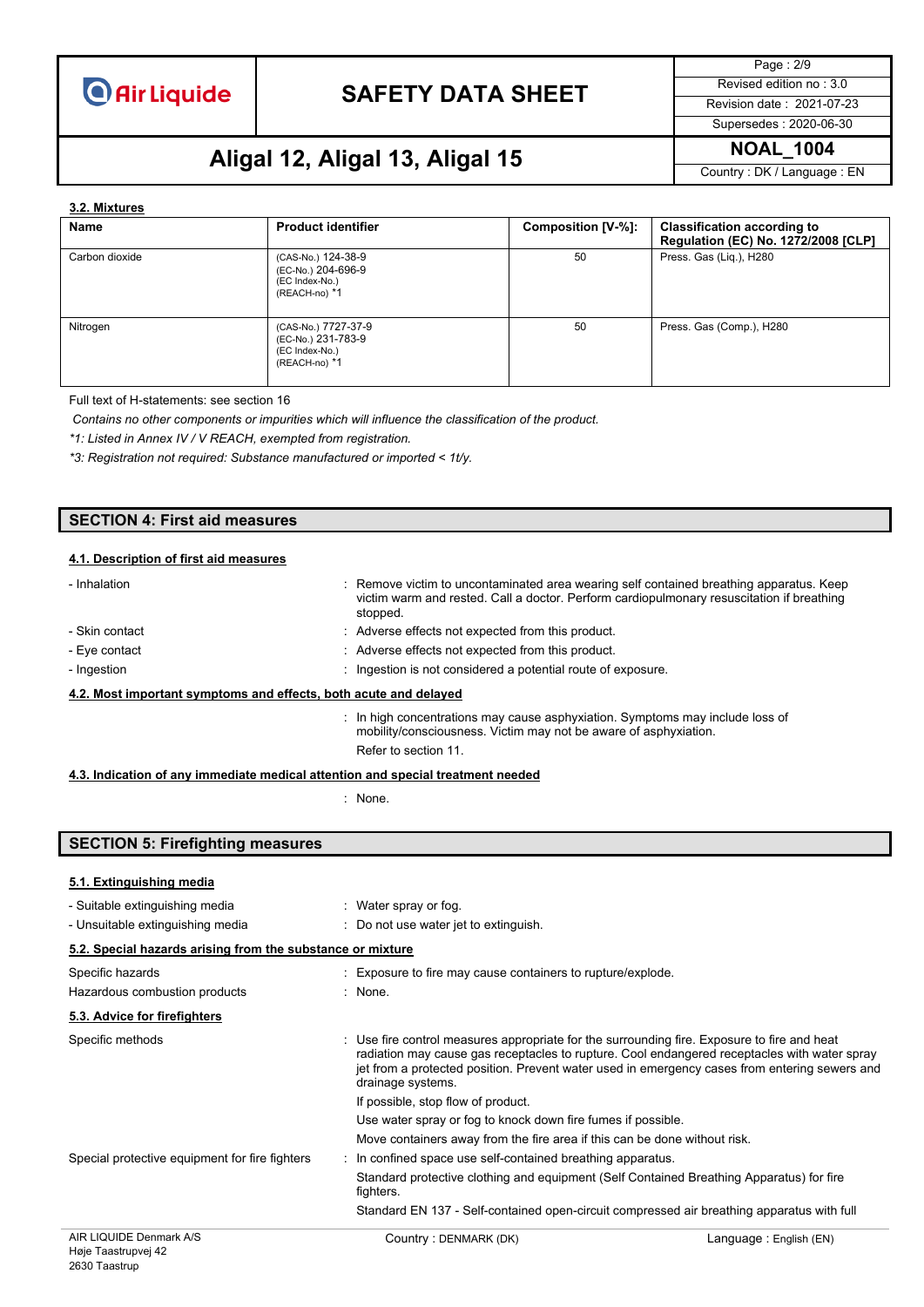### 3.2. Mixtures

| Name | Product identifier | Composition [V-%]: | Classification according to Regulation (EC) No. 1272/2008 [CLP] |
|---|---|---|---|
| Carbon dioxide | (CAS-No.) 124-38-9<br>(EC-No.) 204-696-9<br>(EC Index-No.)<br>(REACH-no) *1 | 50 | Press. Gas (Liq.), H280 |
| Nitrogen | (CAS-No.) 7727-37-9<br>(EC-No.) 231-783-9<br>(EC Index-No.)<br>(REACH-no) *1 | 50 | Press. Gas (Comp.), H280 |

Full text of H-statements: see section 16

*Contains no other components or impurities which will influence the classification of the product.*

*\*1: Listed in Annex IV / V REACH, exempted from registration.*

*\*3: Registration not required: Substance manufactured or imported < 1t/y.*

## SECTION 4: First aid measures

### 4.1. Description of first aid measures

- Inhalation : Remove victim to uncontaminated area wearing self contained breathing apparatus. Keep victim warm and rested. Call a doctor. Perform cardiopulmonary resuscitation if breathing stopped.
- Skin contact : Adverse effects not expected from this product.
- Eye contact : Adverse effects not expected from this product.
- Ingestion : Ingestion is not considered a potential route of exposure.

### 4.2. Most important symptoms and effects, both acute and delayed

: In high concentrations may cause asphyxiation. Symptoms may include loss of mobility/consciousness. Victim may not be aware of asphyxiation.

Refer to section 11.

### 4.3. Indication of any immediate medical attention and special treatment needed

: None.

## SECTION 5: Firefighting measures

### 5.1. Extinguishing media

- Suitable extinguishing media : Water spray or fog.
- Unsuitable extinguishing media : Do not use water jet to extinguish.

### 5.2. Special hazards arising from the substance or mixture

Specific hazards : Exposure to fire may cause containers to rupture/explode.

Hazardous combustion products : None.

### 5.3. Advice for firefighters

Specific methods : Use fire control measures appropriate for the surrounding fire. Exposure to fire and heat radiation may cause gas receptacles to rupture. Cool endangered receptacles with water spray jet from a protected position. Prevent water used in emergency cases from entering sewers and drainage systems.

If possible, stop flow of product.

Use water spray or fog to knock down fire fumes if possible.

Move containers away from the fire area if this can be done without risk.

Special protective equipment for fire fighters : In confined space use self-contained breathing apparatus.

Standard protective clothing and equipment (Self Contained Breathing Apparatus) for fire fighters.

Standard EN 137 - Self-contained open-circuit compressed air breathing apparatus with full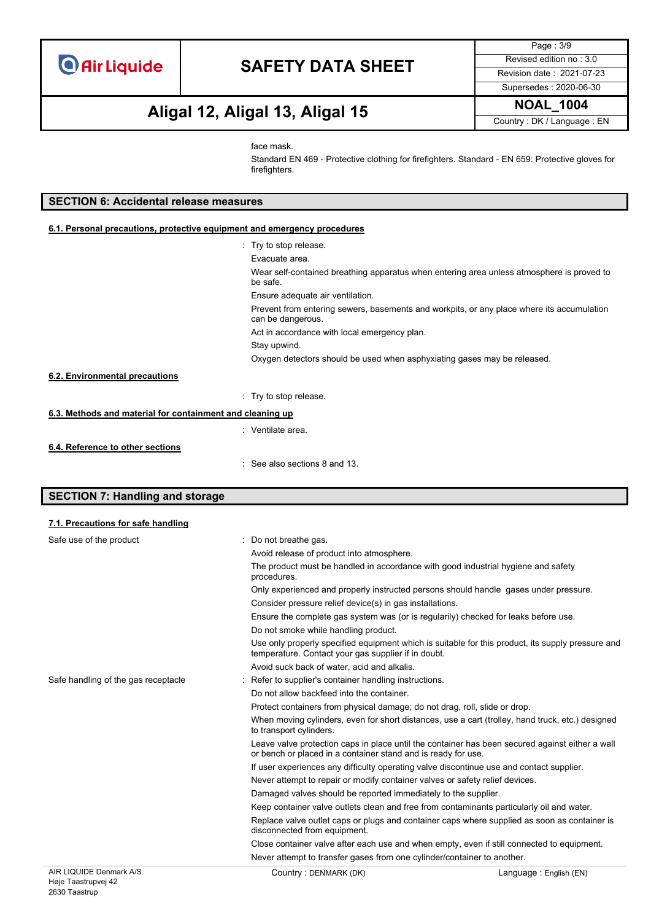face mask.

Standard EN 469 - Protective clothing for firefighters. Standard - EN 659: Protective gloves for firefighters.

## SECTION 6: Accidental release measures

### 6.1. Personal precautions, protective equipment and emergency procedures

: Try to stop release.

Evacuate area.

Wear self-contained breathing apparatus when entering area unless atmosphere is proved to be safe.

Ensure adequate air ventilation.

Prevent from entering sewers, basements and workpits, or any place where its accumulation can be dangerous.

Act in accordance with local emergency plan.

Stay upwind.

Oxygen detectors should be used when asphyxiating gases may be released.

### 6.2. Environmental precautions

: Try to stop release.

### 6.3. Methods and material for containment and cleaning up

: Ventilate area.

### 6.4. Reference to other sections

: See also sections 8 and 13.

## SECTION 7: Handling and storage

### 7.1. Precautions for safe handling

**Safe use of the product**

: Do not breathe gas.

Avoid release of product into atmosphere.

The product must be handled in accordance with good industrial hygiene and safety procedures.

Only experienced and properly instructed persons should handle gases under pressure.

Consider pressure relief device(s) in gas installations.

Ensure the complete gas system was (or is regularily) checked for leaks before use.

Do not smoke while handling product.

Use only properly specified equipment which is suitable for this product, its supply pressure and temperature. Contact your gas supplier if in doubt.

Avoid suck back of water, acid and alkalis.

**Safe handling of the gas receptacle**

: Refer to supplier's container handling instructions.

Do not allow backfeed into the container.

Protect containers from physical damage; do not drag, roll, slide or drop.

When moving cylinders, even for short distances, use a cart (trolley, hand truck, etc.) designed to transport cylinders.

Leave valve protection caps in place until the container has been secured against either a wall or bench or placed in a container stand and is ready for use.

If user experiences any difficulty operating valve discontinue use and contact supplier.

Never attempt to repair or modify container valves or safety relief devices.

Damaged valves should be reported immediately to the supplier.

Keep container valve outlets clean and free from contaminants particularly oil and water.

Replace valve outlet caps or plugs and container caps where supplied as soon as container is disconnected from equipment.

Close container valve after each use and when empty, even if still connected to equipment.

Never attempt to transfer gases from one cylinder/container to another.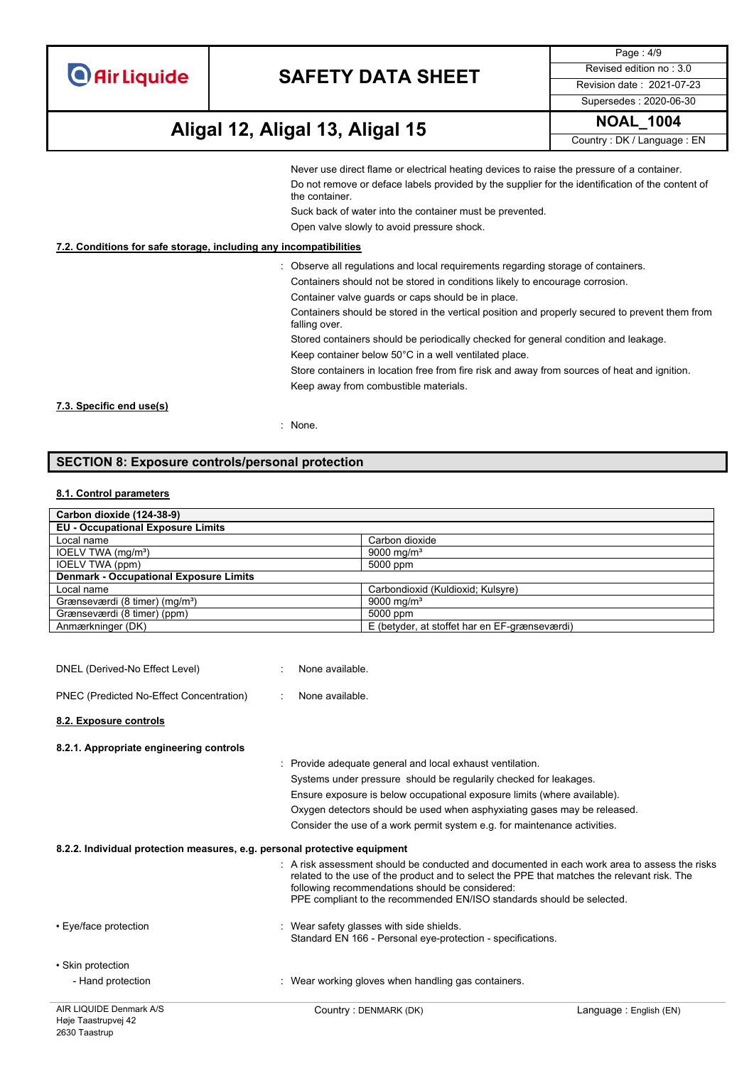Never use direct flame or electrical heating devices to raise the pressure of a container.

Do not remove or deface labels provided by the supplier for the identification of the content of the container.

Suck back of water into the container must be prevented.

Open valve slowly to avoid pressure shock.

### 7.2. Conditions for safe storage, including any incompatibilities

: Observe all regulations and local requirements regarding storage of containers.

Containers should not be stored in conditions likely to encourage corrosion.

Container valve guards or caps should be in place.

Containers should be stored in the vertical position and properly secured to prevent them from falling over.

Stored containers should be periodically checked for general condition and leakage.

Keep container below 50°C in a well ventilated place.

Store containers in location free from fire risk and away from sources of heat and ignition.

Keep away from combustible materials.

### 7.3. Specific end use(s)

: None.

## SECTION 8: Exposure controls/personal protection

### 8.1. Control parameters

| **Carbon dioxide (124-38-9)** | |
|---|---|
| **EU - Occupational Exposure Limits** | |
| Local name | Carbon dioxide |
| IOELV TWA (mg/m³) | 9000 mg/m³ |
| IOELV TWA (ppm) | 5000 ppm |
| **Denmark - Occupational Exposure Limits** | |
| Local name | Carbondioxid (Kuldioxid; Kulsyre) |
| Grænseværdi (8 timer) (mg/m³) | 9000 mg/m³ |
| Grænseværdi (8 timer) (ppm) | 5000 ppm |
| Anmærkninger (DK) | E (betyder, at stoffet har en EF-grænseværdi) |

DNEL (Derived-No Effect Level) : None available.

PNEC (Predicted No-Effect Concentration) : None available.

### 8.2. Exposure controls

#### 8.2.1. Appropriate engineering controls

: Provide adequate general and local exhaust ventilation.

Systems under pressure should be regularily checked for leakages.

Ensure exposure is below occupational exposure limits (where available).

Oxygen detectors should be used when asphyxiating gases may be released.

Consider the use of a work permit system e.g. for maintenance activities.

#### 8.2.2. Individual protection measures, e.g. personal protective equipment

: A risk assessment should be conducted and documented in each work area to assess the risks related to the use of the product and to select the PPE that matches the relevant risk. The following recommendations should be considered:
PPE compliant to the recommended EN/ISO standards should be selected.

- Eye/face protection : Wear safety glasses with side shields.
  Standard EN 166 - Personal eye-protection - specifications.

- Skin protection
  - Hand protection : Wear working gloves when handling gas containers.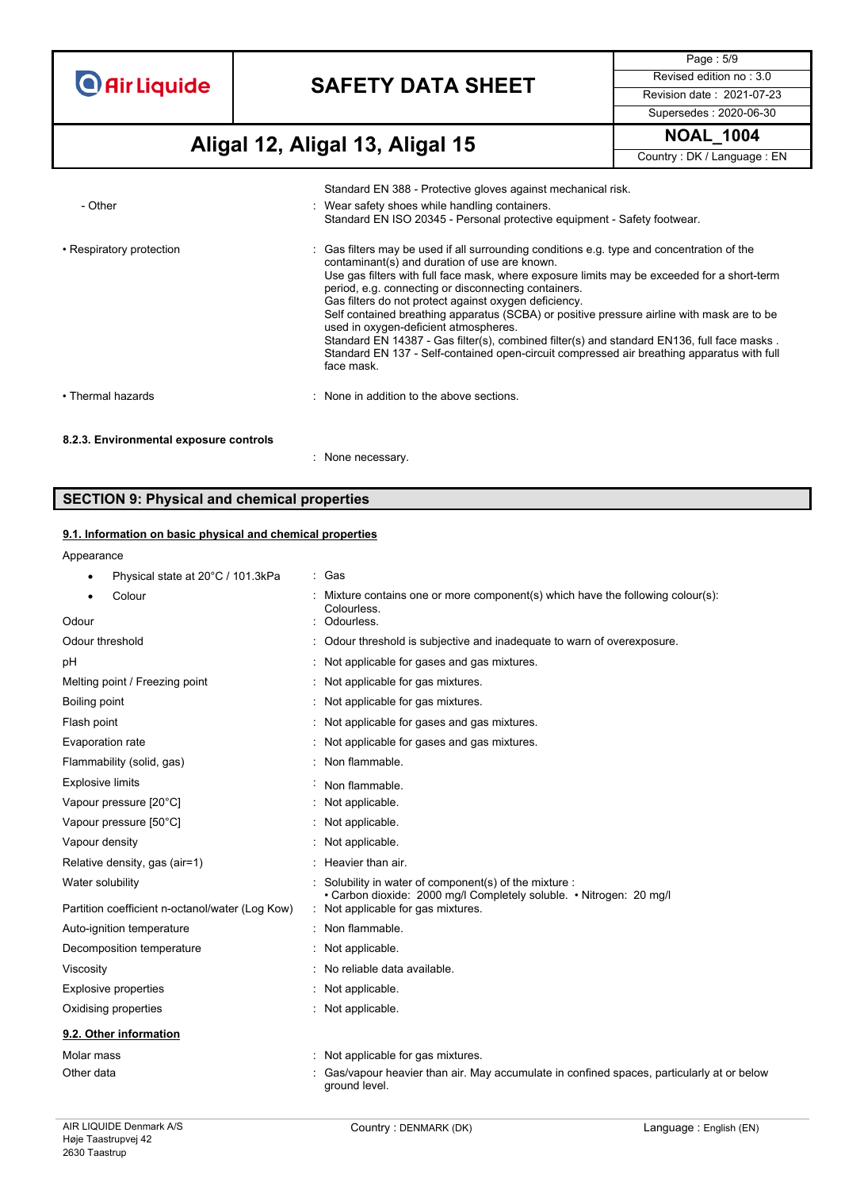| | |
|---|---|
| | Standard EN 388 - Protective gloves against mechanical risk. |
| - Other | : Wear safety shoes while handling containers.<br>Standard EN ISO 20345 - Personal protective equipment - Safety footwear. |
| • Respiratory protection | : Gas filters may be used if all surrounding conditions e.g. type and concentration of the contaminant(s) and duration of use are known.<br>Use gas filters with full face mask, where exposure limits may be exceeded for a short-term period, e.g. connecting or disconnecting containers.<br>Gas filters do not protect against oxygen deficiency.<br>Self contained breathing apparatus (SCBA) or positive pressure airline with mask are to be used in oxygen-deficient atmospheres.<br>Standard EN 14387 - Gas filter(s), combined filter(s) and standard EN136, full face masks .<br>Standard EN 137 - Self-contained open-circuit compressed air breathing apparatus with full face mask. |
| • Thermal hazards | : None in addition to the above sections. |

**8.2.3. Environmental exposure controls**

: None necessary.

## SECTION 9: Physical and chemical properties

### 9.1. Information on basic physical and chemical properties

Appearance

| | |
|---|---|
| • Physical state at 20°C / 101.3kPa | : Gas |
| • Colour | : Mixture contains one or more component(s) which have the following colour(s): Colourless. |
| Odour | : Odourless. |
| Odour threshold | : Odour threshold is subjective and inadequate to warn of overexposure. |
| pH | : Not applicable for gases and gas mixtures. |
| Melting point / Freezing point | : Not applicable for gas mixtures. |
| Boiling point | : Not applicable for gas mixtures. |
| Flash point | : Not applicable for gases and gas mixtures. |
| Evaporation rate | : Not applicable for gases and gas mixtures. |
| Flammability (solid, gas) | : Non flammable. |
| Explosive limits | : Non flammable. |
| Vapour pressure [20°C] | : Not applicable. |
| Vapour pressure [50°C] | : Not applicable. |
| Vapour density | : Not applicable. |
| Relative density, gas (air=1) | : Heavier than air. |
| Water solubility | : Solubility in water of component(s) of the mixture :<br>• Carbon dioxide: 2000 mg/l Completely soluble. • Nitrogen: 20 mg/l |
| Partition coefficient n-octanol/water (Log Kow) | : Not applicable for gas mixtures. |
| Auto-ignition temperature | : Non flammable. |
| Decomposition temperature | : Not applicable. |
| Viscosity | : No reliable data available. |
| Explosive properties | : Not applicable. |
| Oxidising properties | : Not applicable. |

### 9.2. Other information

| | |
|---|---|
| Molar mass | : Not applicable for gas mixtures. |
| Other data | : Gas/vapour heavier than air. May accumulate in confined spaces, particularly at or below ground level. |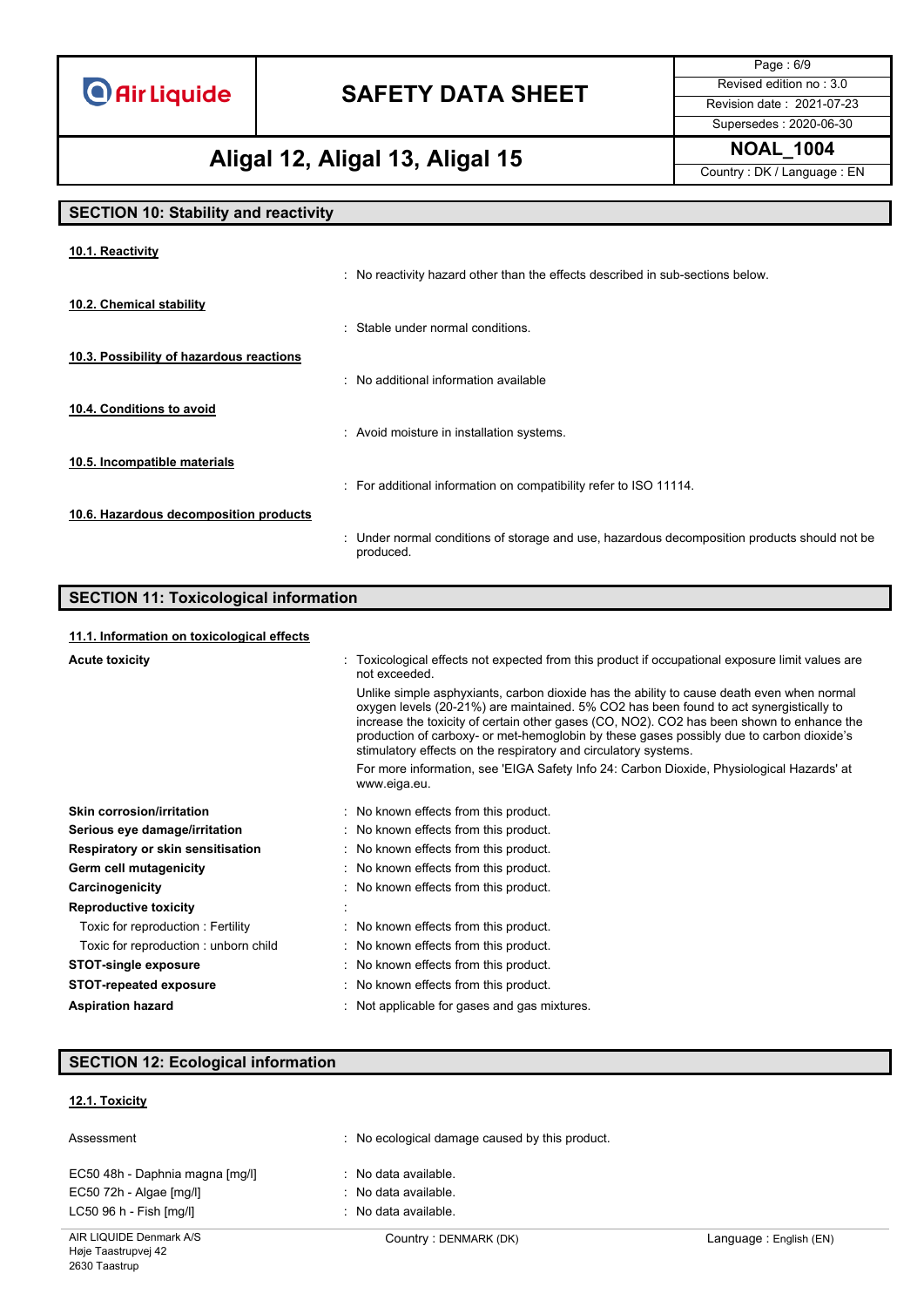## SECTION 10: Stability and reactivity

### 10.1. Reactivity

: No reactivity hazard other than the effects described in sub-sections below.

### 10.2. Chemical stability

: Stable under normal conditions.

### 10.3. Possibility of hazardous reactions

: No additional information available

### 10.4. Conditions to avoid

: Avoid moisture in installation systems.

### 10.5. Incompatible materials

: For additional information on compatibility refer to ISO 11114.

### 10.6. Hazardous decomposition products

: Under normal conditions of storage and use, hazardous decomposition products should not be produced.

## SECTION 11: Toxicological information

### 11.1. Information on toxicological effects

**Acute toxicity** : Toxicological effects not expected from this product if occupational exposure limit values are not exceeded.

Unlike simple asphyxiants, carbon dioxide has the ability to cause death even when normal oxygen levels (20-21%) are maintained. 5% $CO_2$ has been found to act synergistically to increase the toxicity of certain other gases (CO, $NO_2$). $CO_2$ has been shown to enhance the production of carboxy- or met-hemoglobin by these gases possibly due to carbon dioxide's stimulatory effects on the respiratory and circulatory systems.

For more information, see 'EIGA Safety Info 24: Carbon Dioxide, Physiological Hazards' at www.eiga.eu.

**Skin corrosion/irritation** : No known effects from this product.

**Serious eye damage/irritation** : No known effects from this product.

**Respiratory or skin sensitisation** : No known effects from this product.

**Germ cell mutagenicity** : No known effects from this product.

**Carcinogenicity** : No known effects from this product.

**Reproductive toxicity** :

Toxic for reproduction : Fertility : No known effects from this product.

Toxic for reproduction : unborn child : No known effects from this product.

**STOT-single exposure** : No known effects from this product.

**STOT-repeated exposure** : No known effects from this product.

**Aspiration hazard** : Not applicable for gases and gas mixtures.

## SECTION 12: Ecological information

### 12.1. Toxicity

Assessment : No ecological damage caused by this product.

EC50 48h - Daphnia magna [mg/l] : No data available.

EC50 72h - Algae [mg/l] : No data available.

LC50 96 h - Fish [mg/l] : No data available.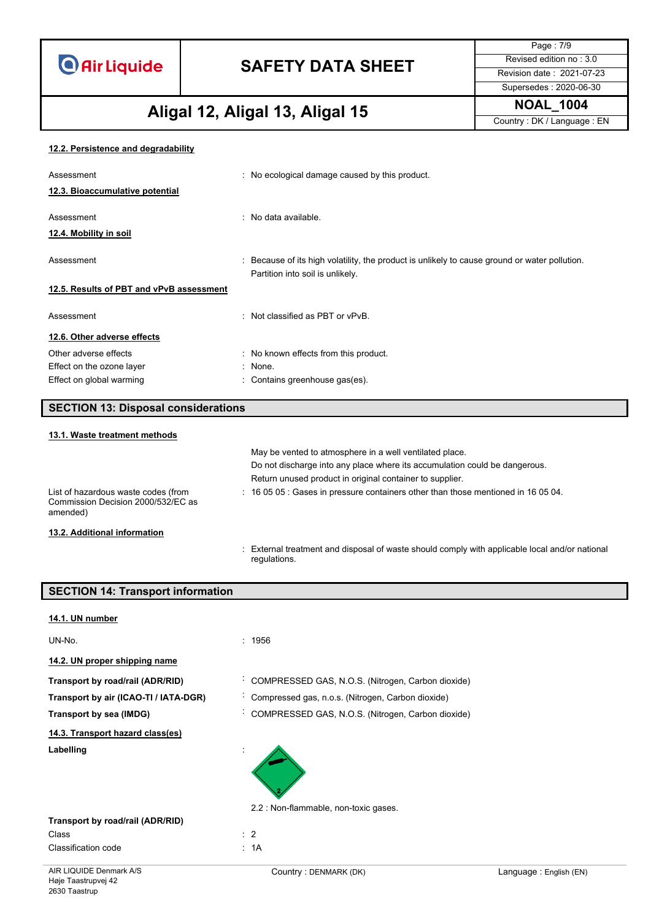#### 12.2. Persistence and degradability

| | |
|---|---|
| Assessment | : No ecological damage caused by this product. |

#### 12.3. Bioaccumulative potential

| | |
|---|---|
| Assessment | : No data available. |

#### 12.4. Mobility in soil

| | |
|---|---|
| Assessment | : Because of its high volatility, the product is unlikely to cause ground or water pollution. Partition into soil is unlikely. |

#### 12.5. Results of PBT and vPvB assessment

| | |
|---|---|
| Assessment | : Not classified as PBT or vPvB. |

#### 12.6. Other adverse effects

| | |
|---|---|
| Other adverse effects | : No known effects from this product. |
| Effect on the ozone layer | : None. |
| Effect on global warming | : Contains greenhouse gas(es). |

## SECTION 13: Disposal considerations

#### 13.1. Waste treatment methods

May be vented to atmosphere in a well ventilated place.
Do not discharge into any place where its accumulation could be dangerous.
Return unused product in original container to supplier.

| | |
|---|---|
| List of hazardous waste codes (from Commission Decision 2000/532/EC as amended) | : 16 05 05 : Gases in pressure containers other than those mentioned in 16 05 04. |

#### 13.2. Additional information

: External treatment and disposal of waste should comply with applicable local and/or national regulations.

## SECTION 14: Transport information

#### 14.1. UN number

| | |
|---|---|
| UN-No. | : 1956 |

#### 14.2. UN proper shipping name

| | |
|---|---|
| **Transport by road/rail (ADR/RID)** | : COMPRESSED GAS, N.O.S. (Nitrogen, Carbon dioxide) |
| **Transport by air (ICAO-TI / IATA-DGR)** | : Compressed gas, n.o.s. (Nitrogen, Carbon dioxide) |
| **Transport by sea (IMDG)** | : COMPRESSED GAS, N.O.S. (Nitrogen, Carbon dioxide) |

#### 14.3. Transport hazard class(es)

**Labelling** :

2.2 : Non-flammable, non-toxic gases.

**Transport by road/rail (ADR/RID)**

| | |
|---|---|
| Class | : 2 |
| Classification code | : 1A |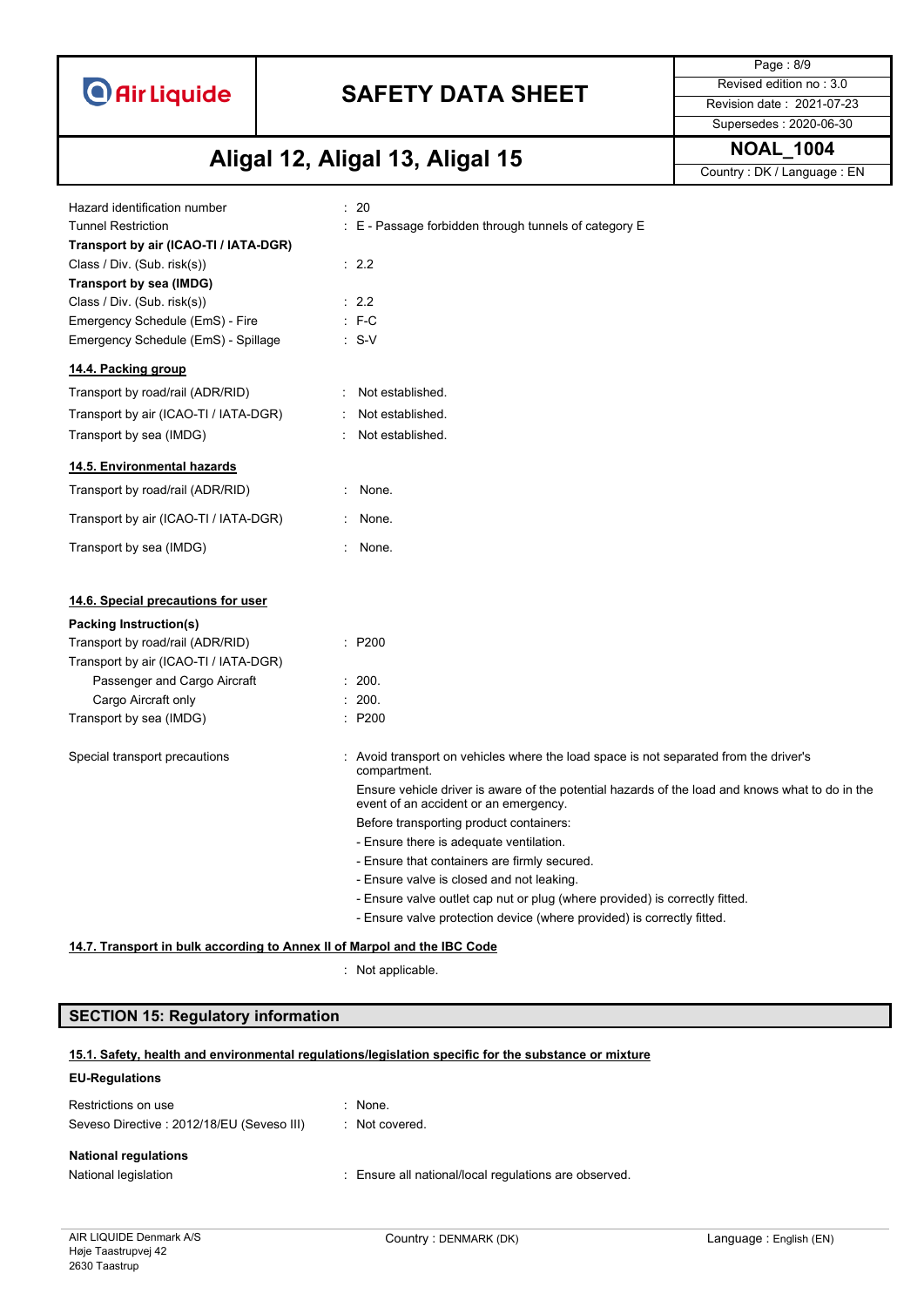| | |
|---|---|
| Hazard identification number | : 20 |
| Tunnel Restriction | : E - Passage forbidden through tunnels of category E |

**Transport by air (ICAO-TI / IATA-DGR)**

| | |
|---|---|
| Class / Div. (Sub. risk(s)) | : 2.2 |

**Transport by sea (IMDG)**

| | |
|---|---|
| Class / Div. (Sub. risk(s)) | : 2.2 |
| Emergency Schedule (EmS) - Fire | : F-C |
| Emergency Schedule (EmS) - Spillage | : S-V |

**14.4. Packing group**

| | |
|---|---|
| Transport by road/rail (ADR/RID) | : Not established. |
| Transport by air (ICAO-TI / IATA-DGR) | : Not established. |
| Transport by sea (IMDG) | : Not established. |

**14.5. Environmental hazards**

| | |
|---|---|
| Transport by road/rail (ADR/RID) | : None. |
| Transport by air (ICAO-TI / IATA-DGR) | : None. |
| Transport by sea (IMDG) | : None. |

**14.6. Special precautions for user**

**Packing Instruction(s)**

| | |
|---|---|
| Transport by road/rail (ADR/RID) | : P200 |
| Transport by air (ICAO-TI / IATA-DGR) | |
| Passenger and Cargo Aircraft | : 200. |
| Cargo Aircraft only | : 200. |
| Transport by sea (IMDG) | : P200 |

Special transport precautions : Avoid transport on vehicles where the load space is not separated from the driver's compartment.

Ensure vehicle driver is aware of the potential hazards of the load and knows what to do in the event of an accident or an emergency.

Before transporting product containers:

- Ensure there is adequate ventilation.
- Ensure that containers are firmly secured.
- Ensure valve is closed and not leaking.
- Ensure valve outlet cap nut or plug (where provided) is correctly fitted.
- Ensure valve protection device (where provided) is correctly fitted.

**14.7. Transport in bulk according to Annex II of Marpol and the IBC Code**

: Not applicable.

## SECTION 15: Regulatory information

**15.1. Safety, health and environmental regulations/legislation specific for the substance or mixture**

**EU-Regulations**

| | |
|---|---|
| Restrictions on use | : None. |
| Seveso Directive : 2012/18/EU (Seveso III) | : Not covered. |

**National regulations**

| | |
|---|---|
| National legislation | : Ensure all national/local regulations are observed. |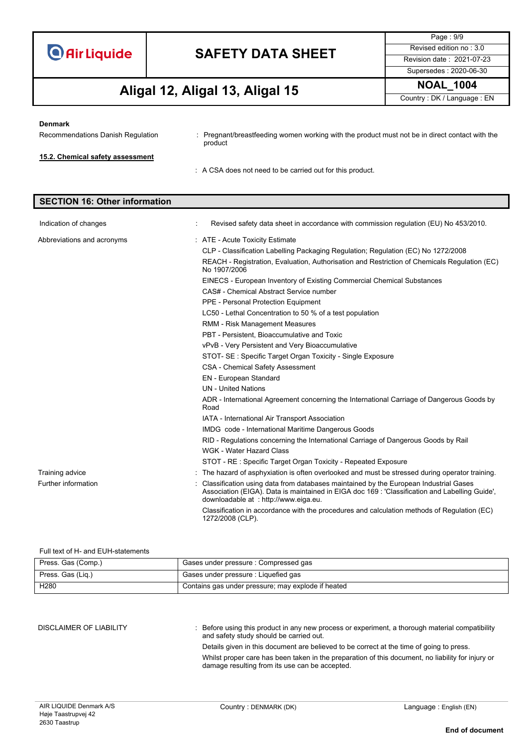**Denmark**

Recommendations Danish Regulation : Pregnant/breastfeeding women working with the product must not be in direct contact with the product

**15.2. Chemical safety assessment**

: A CSA does not need to be carried out for this product.

## SECTION 16: Other information

Indication of changes : Revised safety data sheet in accordance with commission regulation (EU) No 453/2010.

Abbreviations and acronyms :
- ATE - Acute Toxicity Estimate
- CLP - Classification Labelling Packaging Regulation; Regulation (EC) No 1272/2008
- REACH - Registration, Evaluation, Authorisation and Restriction of Chemicals Regulation (EC) No 1907/2006
- EINECS - European Inventory of Existing Commercial Chemical Substances
- CAS# - Chemical Abstract Service number
- PPE - Personal Protection Equipment
- LC50 - Lethal Concentration to 50 % of a test population
- RMM - Risk Management Measures
- PBT - Persistent, Bioaccumulative and Toxic
- vPvB - Very Persistent and Very Bioaccumulative
- STOT- SE : Specific Target Organ Toxicity - Single Exposure
- CSA - Chemical Safety Assessment
- EN - European Standard
- UN - United Nations
- ADR - International Agreement concerning the International Carriage of Dangerous Goods by Road
- IATA - International Air Transport Association
- IMDG code - International Maritime Dangerous Goods
- RID - Regulations concerning the International Carriage of Dangerous Goods by Rail
- WGK - Water Hazard Class
- STOT - RE : Specific Target Organ Toxicity - Repeated Exposure

Training advice : The hazard of asphyxiation is often overlooked and must be stressed during operator training.

Further information : Classification using data from databases maintained by the European Industrial Gases Association (EIGA). Data is maintained in EIGA doc 169 : 'Classification and Labelling Guide', downloadable at : http://www.eiga.eu.

Classification in accordance with the procedures and calculation methods of Regulation (EC) 1272/2008 (CLP).

Full text of H- and EUH-statements

| | |
|---|---|
| Press. Gas (Comp.) | Gases under pressure : Compressed gas |
| Press. Gas (Liq.) | Gases under pressure : Liquefied gas |
| H280 | Contains gas under pressure; may explode if heated |

DISCLAIMER OF LIABILITY : Before using this product in any new process or experiment, a thorough material compatibility and safety study should be carried out.

Details given in this document are believed to be correct at the time of going to press.

Whilst proper care has been taken in the preparation of this document, no liability for injury or damage resulting from its use can be accepted.

AIR LIQUIDE Denmark A/S
Høje Taastrupvej 42
2630 Taastrup

Country : DENMARK (DK)

Language : English (EN)

End of document